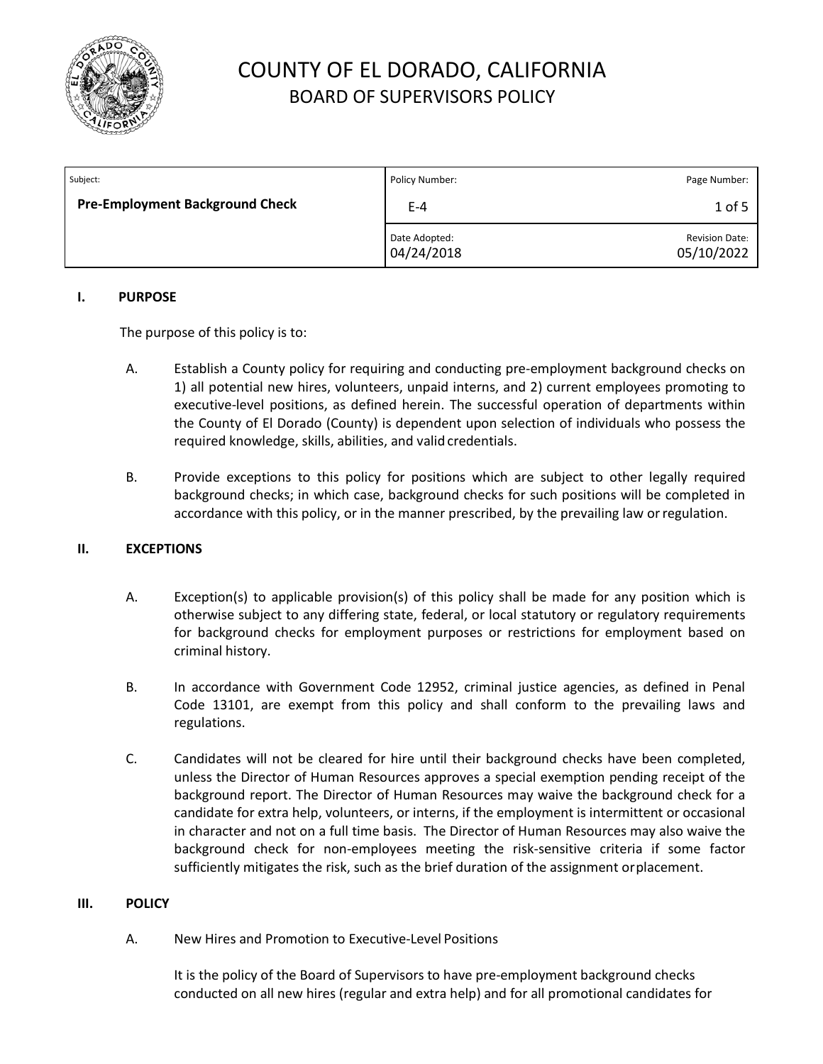# COUNTY OF EL DORADO, CALIFORNIA
## BOARD OF SUPERVISORS POLICY

| Subject: | Policy Number: | Page Number: |
|---|---|---|
| **Pre-Employment Background Check** | E-4 | 1 of 5 |
| | Date Adopted: 04/24/2018 | Revision Date: 05/10/2022 |

### I. PURPOSE

The purpose of this policy is to:

A. Establish a County policy for requiring and conducting pre-employment background checks on 1) all potential new hires, volunteers, unpaid interns, and 2) current employees promoting to executive-level positions, as defined herein. The successful operation of departments within the County of El Dorado (County) is dependent upon selection of individuals who possess the required knowledge, skills, abilities, and valid credentials.

B. Provide exceptions to this policy for positions which are subject to other legally required background checks; in which case, background checks for such positions will be completed in accordance with this policy, or in the manner prescribed, by the prevailing law or regulation.

### II. EXCEPTIONS

A. Exception(s) to applicable provision(s) of this policy shall be made for any position which is otherwise subject to any differing state, federal, or local statutory or regulatory requirements for background checks for employment purposes or restrictions for employment based on criminal history.

B. In accordance with Government Code 12952, criminal justice agencies, as defined in Penal Code 13101, are exempt from this policy and shall conform to the prevailing laws and regulations.

C. Candidates will not be cleared for hire until their background checks have been completed, unless the Director of Human Resources approves a special exemption pending receipt of the background report. The Director of Human Resources may waive the background check for a candidate for extra help, volunteers, or interns, if the employment is intermittent or occasional in character and not on a full time basis. The Director of Human Resources may also waive the background check for non-employees meeting the risk-sensitive criteria if some factor sufficiently mitigates the risk, such as the brief duration of the assignment or placement.

### III. POLICY

A. New Hires and Promotion to Executive-Level Positions

It is the policy of the Board of Supervisors to have pre-employment background checks conducted on all new hires (regular and extra help) and for all promotional candidates for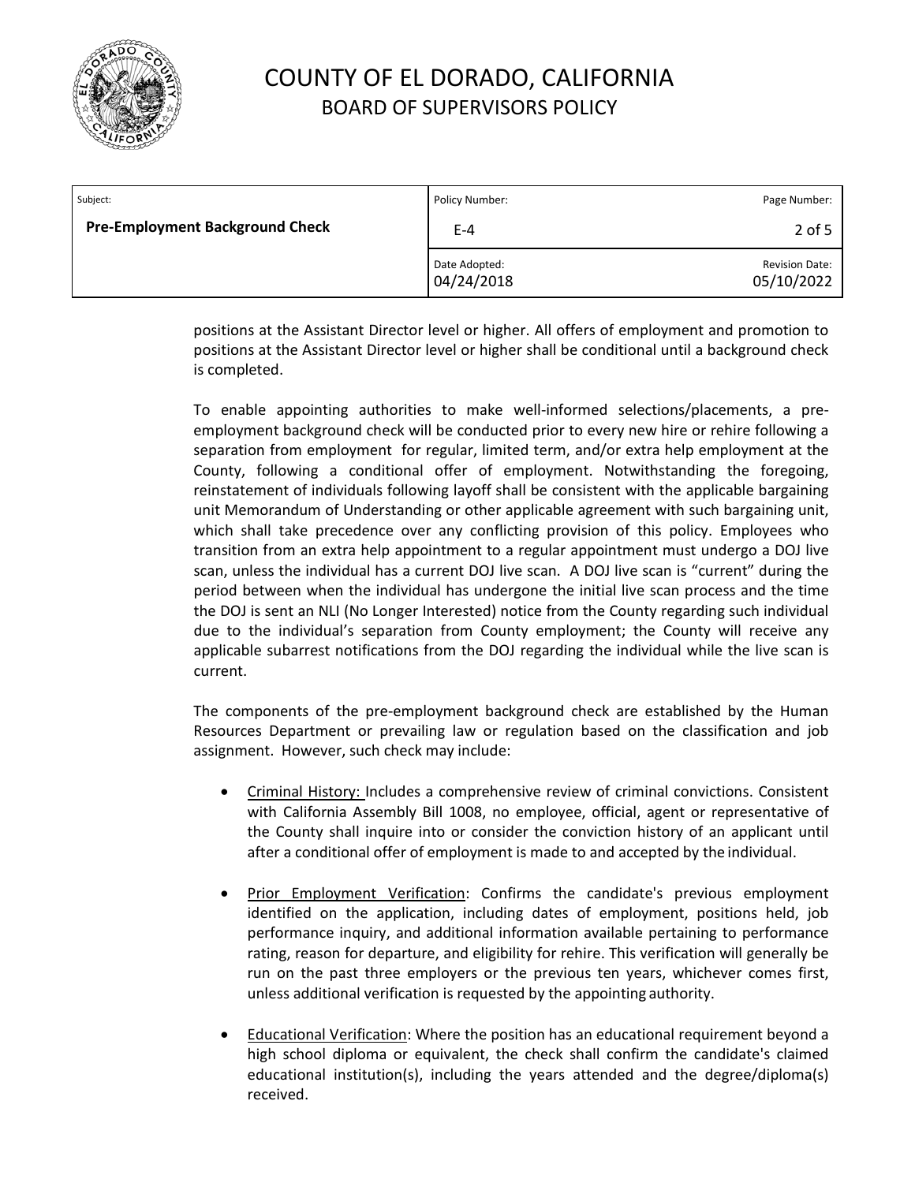positions at the Assistant Director level or higher. All offers of employment and promotion to positions at the Assistant Director level or higher shall be conditional until a background check is completed.

To enable appointing authorities to make well-informed selections/placements, a pre-employment background check will be conducted prior to every new hire or rehire following a separation from employment for regular, limited term, and/or extra help employment at the County, following a conditional offer of employment. Notwithstanding the foregoing, reinstatement of individuals following layoff shall be consistent with the applicable bargaining unit Memorandum of Understanding or other applicable agreement with such bargaining unit, which shall take precedence over any conflicting provision of this policy. Employees who transition from an extra help appointment to a regular appointment must undergo a DOJ live scan, unless the individual has a current DOJ live scan. A DOJ live scan is "current" during the period between when the individual has undergone the initial live scan process and the time the DOJ is sent an NLI (No Longer Interested) notice from the County regarding such individual due to the individual's separation from County employment; the County will receive any applicable subarrest notifications from the DOJ regarding the individual while the live scan is current.

The components of the pre-employment background check are established by the Human Resources Department or prevailing law or regulation based on the classification and job assignment. However, such check may include:

- Criminal History: Includes a comprehensive review of criminal convictions. Consistent with California Assembly Bill 1008, no employee, official, agent or representative of the County shall inquire into or consider the conviction history of an applicant until after a conditional offer of employment is made to and accepted by the individual.

- Prior Employment Verification: Confirms the candidate's previous employment identified on the application, including dates of employment, positions held, job performance inquiry, and additional information available pertaining to performance rating, reason for departure, and eligibility for rehire. This verification will generally be run on the past three employers or the previous ten years, whichever comes first, unless additional verification is requested by the appointing authority.

- Educational Verification: Where the position has an educational requirement beyond a high school diploma or equivalent, the check shall confirm the candidate's claimed educational institution(s), including the years attended and the degree/diploma(s) received.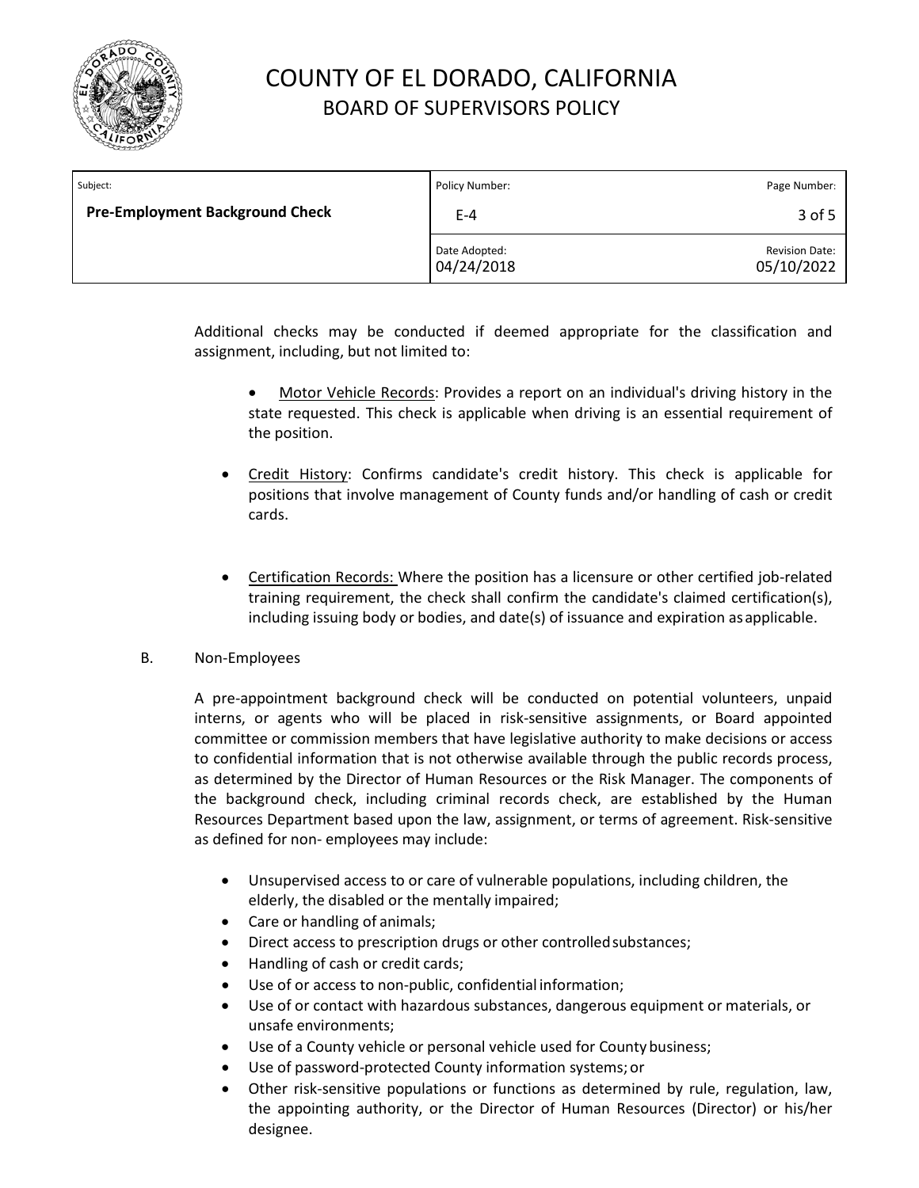Additional checks may be conducted if deemed appropriate for the classification and assignment, including, but not limited to:

- Motor Vehicle Records: Provides a report on an individual's driving history in the state requested. This check is applicable when driving is an essential requirement of the position.
- Credit History: Confirms candidate's credit history. This check is applicable for positions that involve management of County funds and/or handling of cash or credit cards.
- Certification Records: Where the position has a licensure or other certified job-related training requirement, the check shall confirm the candidate's claimed certification(s), including issuing body or bodies, and date(s) of issuance and expiration as applicable.

B. Non-Employees

A pre-appointment background check will be conducted on potential volunteers, unpaid interns, or agents who will be placed in risk-sensitive assignments, or Board appointed committee or commission members that have legislative authority to make decisions or access to confidential information that is not otherwise available through the public records process, as determined by the Director of Human Resources or the Risk Manager. The components of the background check, including criminal records check, are established by the Human Resources Department based upon the law, assignment, or terms of agreement. Risk-sensitive as defined for non- employees may include:

- Unsupervised access to or care of vulnerable populations, including children, the elderly, the disabled or the mentally impaired;
- Care or handling of animals;
- Direct access to prescription drugs or other controlled substances;
- Handling of cash or credit cards;
- Use of or access to non-public, confidential information;
- Use of or contact with hazardous substances, dangerous equipment or materials, or unsafe environments;
- Use of a County vehicle or personal vehicle used for County business;
- Use of password-protected County information systems; or
- Other risk-sensitive populations or functions as determined by rule, regulation, law, the appointing authority, or the Director of Human Resources (Director) or his/her designee.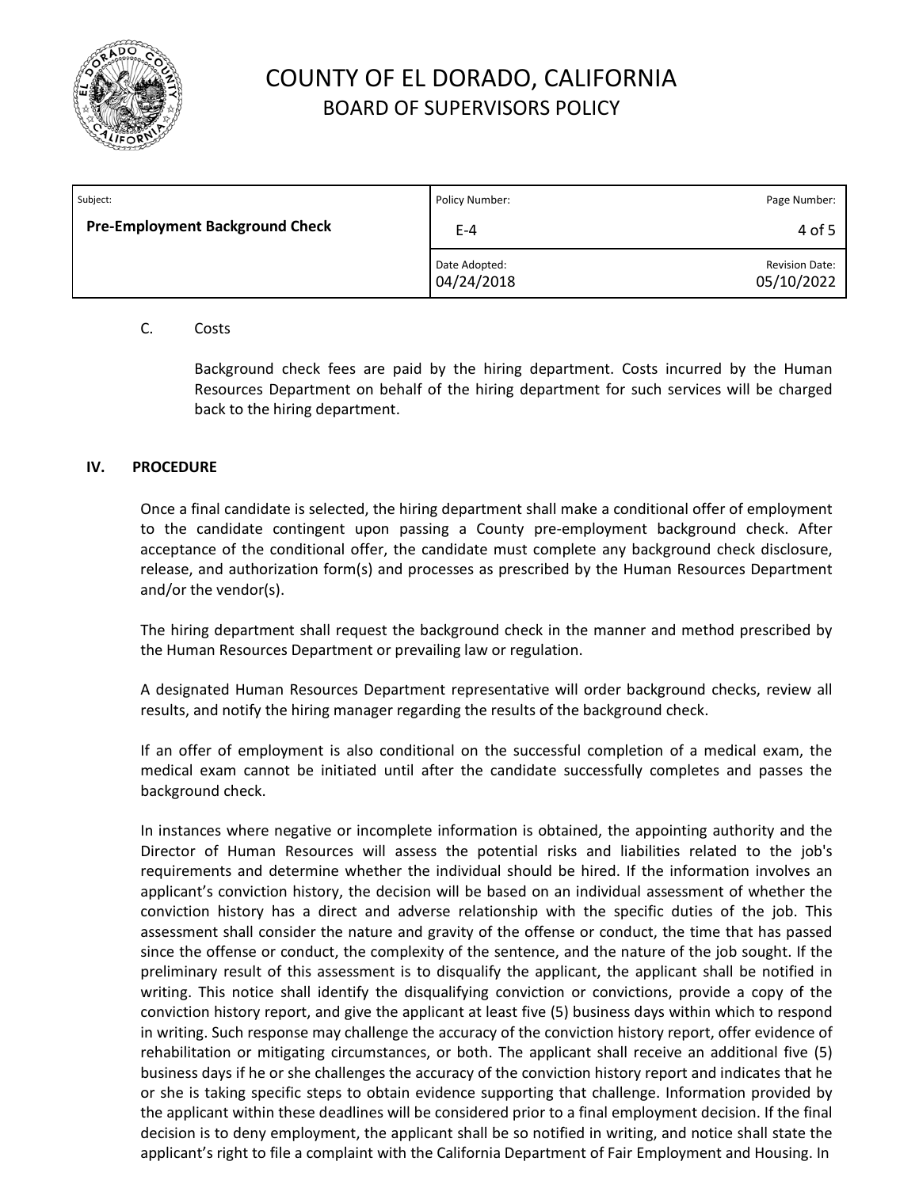C. Costs

Background check fees are paid by the hiring department. Costs incurred by the Human Resources Department on behalf of the hiring department for such services will be charged back to the hiring department.

## IV. PROCEDURE

Once a final candidate is selected, the hiring department shall make a conditional offer of employment to the candidate contingent upon passing a County pre-employment background check. After acceptance of the conditional offer, the candidate must complete any background check disclosure, release, and authorization form(s) and processes as prescribed by the Human Resources Department and/or the vendor(s).

The hiring department shall request the background check in the manner and method prescribed by the Human Resources Department or prevailing law or regulation.

A designated Human Resources Department representative will order background checks, review all results, and notify the hiring manager regarding the results of the background check.

If an offer of employment is also conditional on the successful completion of a medical exam, the medical exam cannot be initiated until after the candidate successfully completes and passes the background check.

In instances where negative or incomplete information is obtained, the appointing authority and the Director of Human Resources will assess the potential risks and liabilities related to the job's requirements and determine whether the individual should be hired. If the information involves an applicant's conviction history, the decision will be based on an individual assessment of whether the conviction history has a direct and adverse relationship with the specific duties of the job. This assessment shall consider the nature and gravity of the offense or conduct, the time that has passed since the offense or conduct, the complexity of the sentence, and the nature of the job sought. If the preliminary result of this assessment is to disqualify the applicant, the applicant shall be notified in writing. This notice shall identify the disqualifying conviction or convictions, provide a copy of the conviction history report, and give the applicant at least five (5) business days within which to respond in writing. Such response may challenge the accuracy of the conviction history report, offer evidence of rehabilitation or mitigating circumstances, or both. The applicant shall receive an additional five (5) business days if he or she challenges the accuracy of the conviction history report and indicates that he or she is taking specific steps to obtain evidence supporting that challenge. Information provided by the applicant within these deadlines will be considered prior to a final employment decision. If the final decision is to deny employment, the applicant shall be so notified in writing, and notice shall state the applicant's right to file a complaint with the California Department of Fair Employment and Housing. In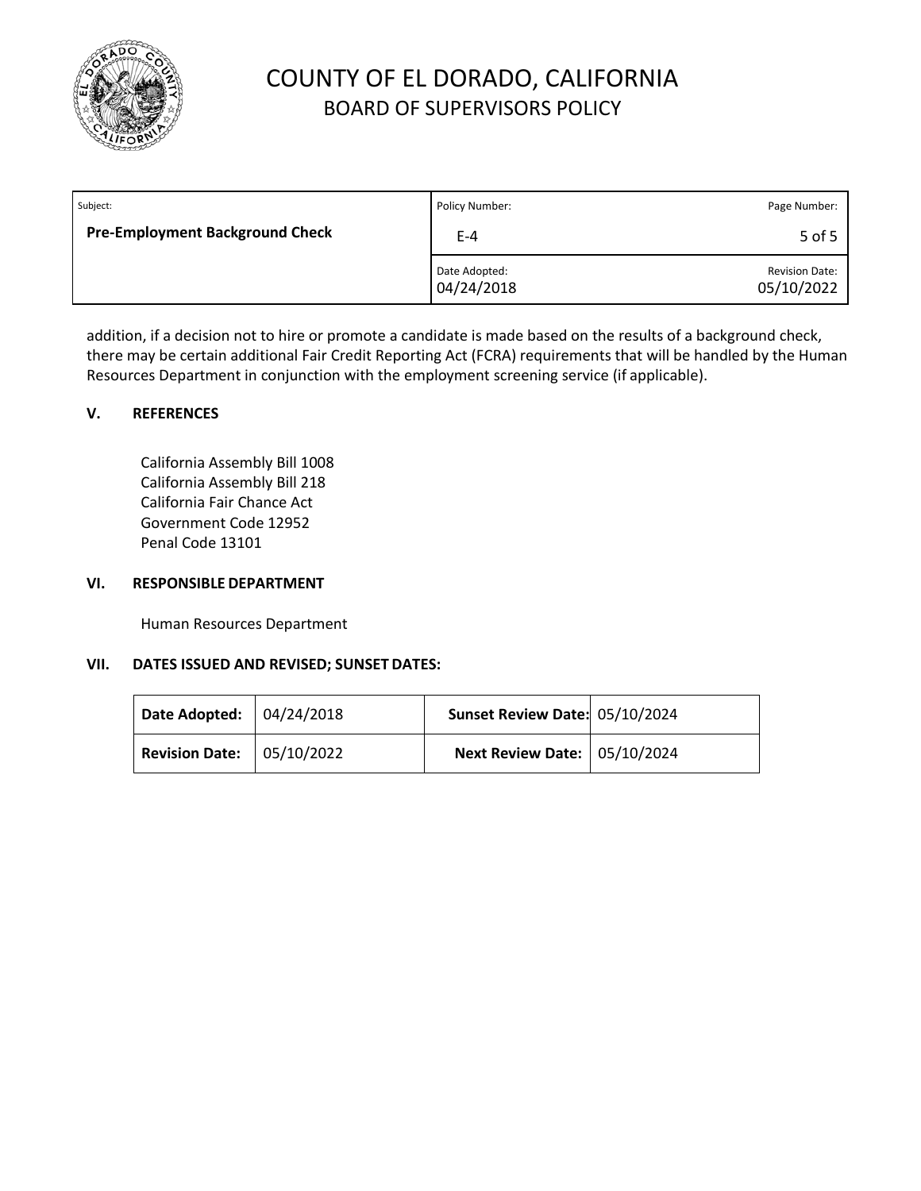addition, if a decision not to hire or promote a candidate is made based on the results of a background check, there may be certain additional Fair Credit Reporting Act (FCRA) requirements that will be handled by the Human Resources Department in conjunction with the employment screening service (if applicable).

## V. REFERENCES

California Assembly Bill 1008
California Assembly Bill 218
California Fair Chance Act
Government Code 12952
Penal Code 13101

## VI. RESPONSIBLE DEPARTMENT

Human Resources Department

## VII. DATES ISSUED AND REVISED; SUNSET DATES:

| | | | |
|---|---|---|---|
| **Date Adopted:** | 04/24/2018 | **Sunset Review Date:** | 05/10/2024 |
| **Revision Date:** | 05/10/2022 | **Next Review Date:** | 05/10/2024 |